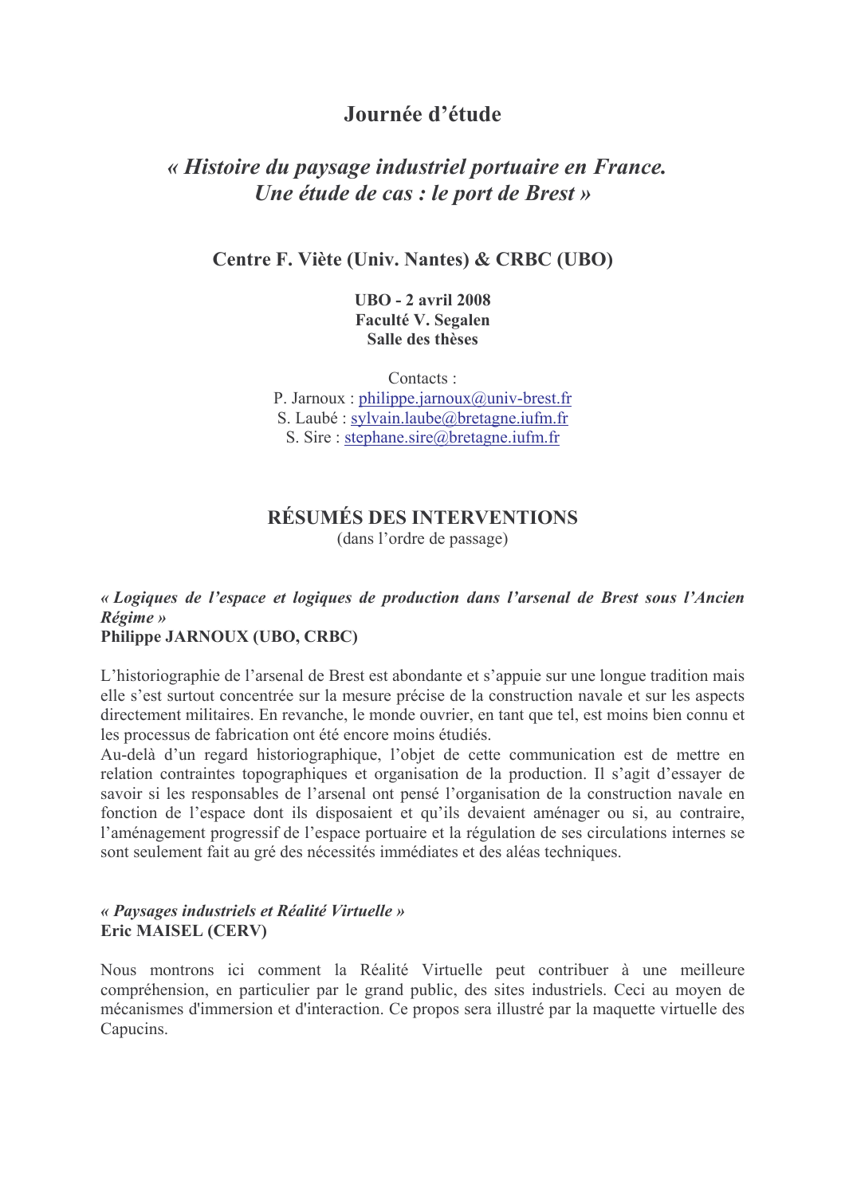# Journée d'étude

## *« Histoire du paysage industriel portuaire en France. Une étude de cas : le port de Brest »*

### Centre F. Viète (Univ. Nantes) & CRBC (UBO)

**UBO - 2 avril 2008**
**Faculté V. Segalen**
**Salle des thèses**

Contacts :
P. Jarnoux : philippe.jarnoux@univ-brest.fr
S. Laubé : sylvain.laube@bretagne.iufm.fr
S. Sire : stephane.sire@bretagne.iufm.fr

## RÉSUMÉS DES INTERVENTIONS

(dans l'ordre de passage)

***« Logiques de l'espace et logiques de production dans l'arsenal de Brest sous l'Ancien Régime »***
**Philippe JARNOUX (UBO, CRBC)**

L'historiographie de l'arsenal de Brest est abondante et s'appuie sur une longue tradition mais elle s'est surtout concentrée sur la mesure précise de la construction navale et sur les aspects directement militaires. En revanche, le monde ouvrier, en tant que tel, est moins bien connu et les processus de fabrication ont été encore moins étudiés.
Au-delà d'un regard historiographique, l'objet de cette communication est de mettre en relation contraintes topographiques et organisation de la production. Il s'agit d'essayer de savoir si les responsables de l'arsenal ont pensé l'organisation de la construction navale en fonction de l'espace dont ils disposaient et qu'ils devaient aménager ou si, au contraire, l'aménagement progressif de l'espace portuaire et la régulation de ses circulations internes se sont seulement fait au gré des nécessités immédiates et des aléas techniques.

***« Paysages industriels et Réalité Virtuelle »***
**Eric MAISEL (CERV)**

Nous montrons ici comment la Réalité Virtuelle peut contribuer à une meilleure compréhension, en particulier par le grand public, des sites industriels. Ceci au moyen de mécanismes d'immersion et d'interaction. Ce propos sera illustré par la maquette virtuelle des Capucins.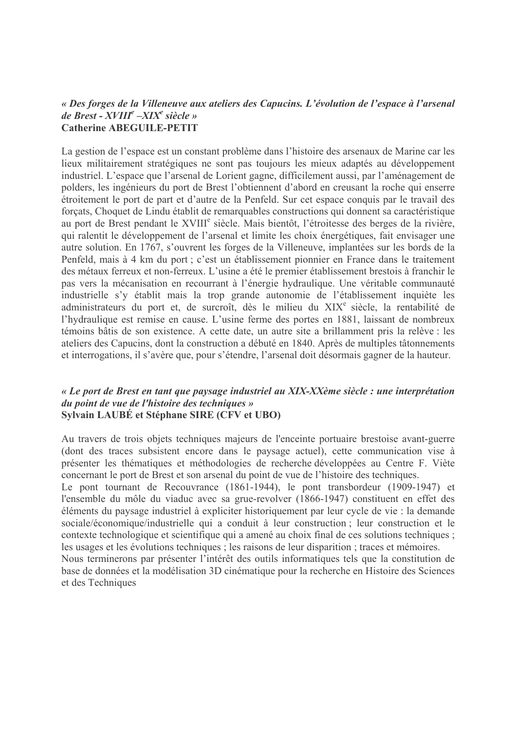*« Des forges de la Villeneuve aux ateliers des Capucins. L'évolution de l'espace à l'arsenal de Brest - XVIII$^{e}$ –XIX$^{e}$ siècle »*
**Catherine ABEGUILE-PETIT**

La gestion de l'espace est un constant problème dans l'histoire des arsenaux de Marine car les lieux militairement stratégiques ne sont pas toujours les mieux adaptés au développement industriel. L'espace que l'arsenal de Lorient gagne, difficilement aussi, par l'aménagement de polders, les ingénieurs du port de Brest l'obtiennent d'abord en creusant la roche qui enserre étroitement le port de part et d'autre de la Penfeld. Sur cet espace conquis par le travail des forçats, Choquet de Lindu établit de remarquables constructions qui donnent sa caractéristique au port de Brest pendant le XVIII$^{e}$ siècle. Mais bientôt, l'étroitesse des berges de la rivière, qui ralentit le développement de l'arsenal et limite les choix énergétiques, fait envisager une autre solution. En 1767, s'ouvrent les forges de la Villeneuve, implantées sur les bords de la Penfeld, mais à 4 km du port ; c'est un établissement pionnier en France dans le traitement des métaux ferreux et non-ferreux. L'usine a été le premier établissement brestois à franchir le pas vers la mécanisation en recourrant à l'énergie hydraulique. Une véritable communauté industrielle s'y établit mais la trop grande autonomie de l'établissement inquiète les administrateurs du port et, de surcroît, dès le milieu du XIX$^{e}$ siècle, la rentabilité de l'hydraulique est remise en cause. L'usine ferme des portes en 1881, laissant de nombreux témoins bâtis de son existence. A cette date, un autre site a brillamment pris la relève : les ateliers des Capucins, dont la construction a débuté en 1840. Après de multiples tâtonnements et interrogations, il s'avère que, pour s'étendre, l'arsenal doit désormais gagner de la hauteur.

*« Le port de Brest en tant que paysage industriel au XIX-XXème siècle : une interprétation du point de vue de l'histoire des techniques »*
**Sylvain LAUBÉ et Stéphane SIRE (CFV et UBO)**

Au travers de trois objets techniques majeurs de l'enceinte portuaire brestoise avant-guerre (dont des traces subsistent encore dans le paysage actuel), cette communication vise à présenter les thématiques et méthodologies de recherche développées au Centre F. Viète concernant le port de Brest et son arsenal du point de vue de l'histoire des techniques.
Le pont tournant de Recouvrance (1861-1944), le pont transbordeur (1909-1947) et l'ensemble du môle du viaduc avec sa grue-revolver (1866-1947) constituent en effet des éléments du paysage industriel à expliciter historiquement par leur cycle de vie : la demande sociale/économique/industrielle qui a conduit à leur construction ; leur construction et le contexte technologique et scientifique qui a amené au choix final de ces solutions techniques ; les usages et les évolutions techniques ; les raisons de leur disparition ; traces et mémoires.
Nous terminerons par présenter l'intérêt des outils informatiques tels que la constitution de base de données et la modélisation 3D cinématique pour la recherche en Histoire des Sciences et des Techniques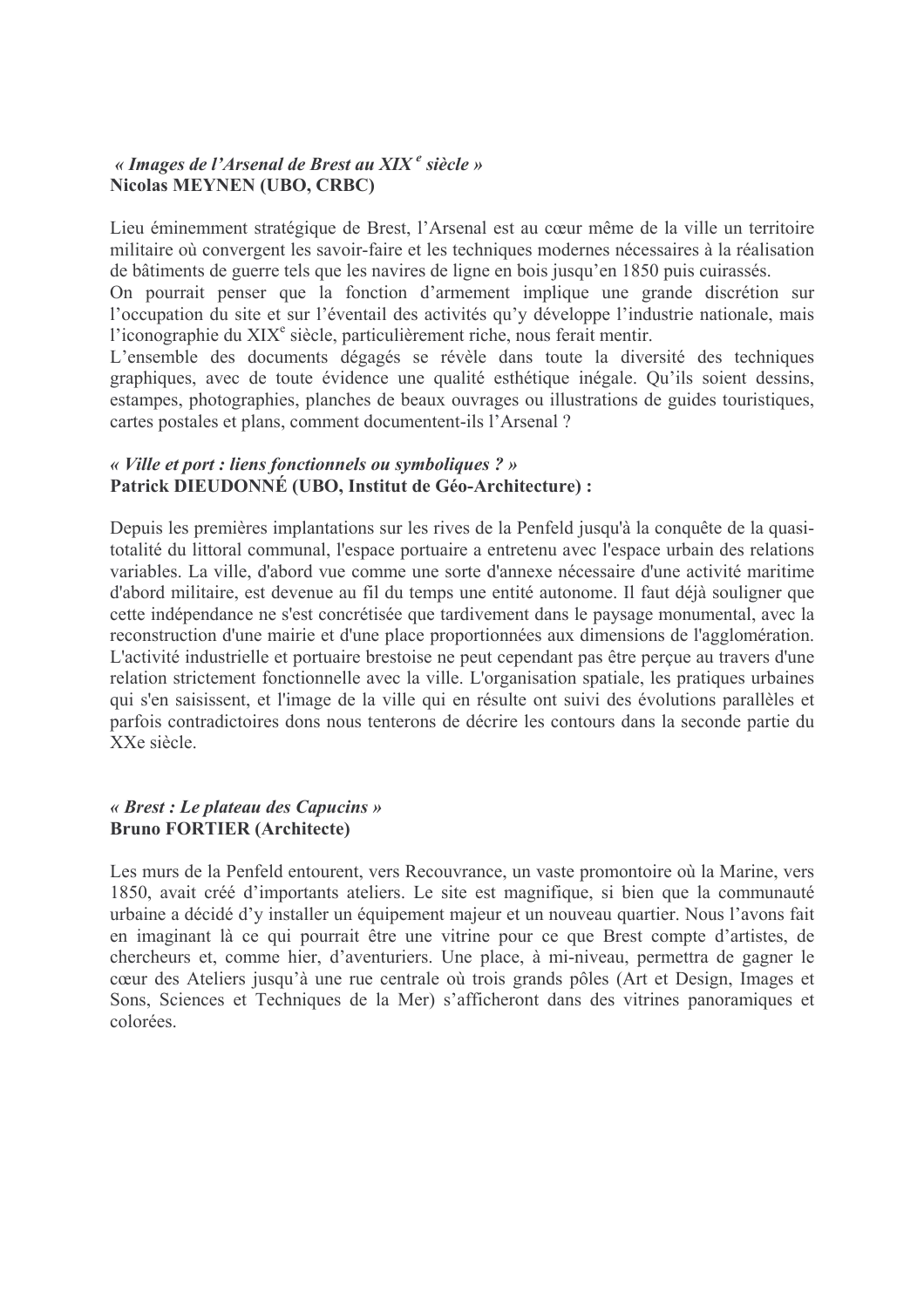***« Images de l'Arsenal de Brest au XIX e siècle »***
**Nicolas MEYNEN (UBO, CRBC)**

Lieu éminemment stratégique de Brest, l'Arsenal est au cœur même de la ville un territoire militaire où convergent les savoir-faire et les techniques modernes nécessaires à la réalisation de bâtiments de guerre tels que les navires de ligne en bois jusqu'en 1850 puis cuirassés.
On pourrait penser que la fonction d'armement implique une grande discrétion sur l'occupation du site et sur l'éventail des activités qu'y développe l'industrie nationale, mais l'iconographie du XIXe siècle, particulièrement riche, nous ferait mentir.
L'ensemble des documents dégagés se révèle dans toute la diversité des techniques graphiques, avec de toute évidence une qualité esthétique inégale. Qu'ils soient dessins, estampes, photographies, planches de beaux ouvrages ou illustrations de guides touristiques, cartes postales et plans, comment documentent-ils l'Arsenal ?

***« Ville et port : liens fonctionnels ou symboliques ? »***
**Patrick DIEUDONNÉ (UBO, Institut de Géo-Architecture) :**

Depuis les premières implantations sur les rives de la Penfeld jusqu'à la conquête de la quasi-totalité du littoral communal, l'espace portuaire a entretenu avec l'espace urbain des relations variables. La ville, d'abord vue comme une sorte d'annexe nécessaire d'une activité maritime d'abord militaire, est devenue au fil du temps une entité autonome. Il faut déjà souligner que cette indépendance ne s'est concrétisée que tardivement dans le paysage monumental, avec la reconstruction d'une mairie et d'une place proportionnées aux dimensions de l'agglomération.
L'activité industrielle et portuaire brestoise ne peut cependant pas être perçue au travers d'une relation strictement fonctionnelle avec la ville. L'organisation spatiale, les pratiques urbaines qui s'en saisissent, et l'image de la ville qui en résulte ont suivi des évolutions parallèles et parfois contradictoires dons nous tenterons de décrire les contours dans la seconde partie du XXe siècle.

***« Brest : Le plateau des Capucins »***
**Bruno FORTIER (Architecte)**

Les murs de la Penfeld entourent, vers Recouvrance, un vaste promontoire où la Marine, vers 1850, avait créé d'importants ateliers. Le site est magnifique, si bien que la communauté urbaine a décidé d'y installer un équipement majeur et un nouveau quartier. Nous l'avons fait en imaginant là ce qui pourrait être une vitrine pour ce que Brest compte d'artistes, de chercheurs et, comme hier, d'aventuriers. Une place, à mi-niveau, permettra de gagner le cœur des Ateliers jusqu'à une rue centrale où trois grands pôles (Art et Design, Images et Sons, Sciences et Techniques de la Mer) s'afficheront dans des vitrines panoramiques et colorées.